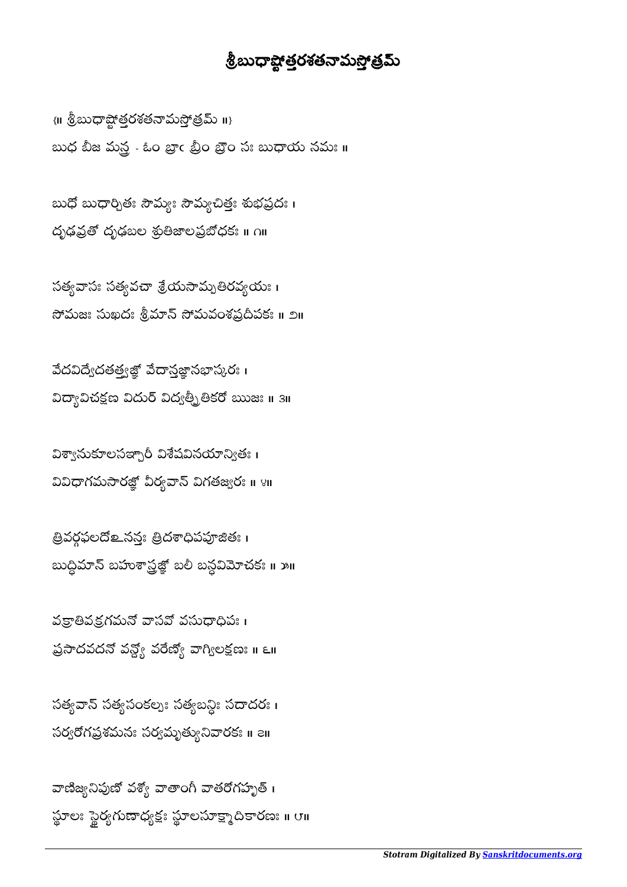# శ్రీబుధాష్టోత్తరశతనామస్తోత్రమ్

{॥ శ్రీబుధాష్టోత్తరశతనామస్తోత్రమ్ ॥}

బుధ బీజ మన్త్ర - ఓం బ్రాం బ్రీం బ్రౌం సః బుధాయ నమః ॥

బుధో బుధార్చితః సౌమ్యః సౌమ్యచిత్తః శుభప్రదః ।
దృఢవ్రతో దృఢబల శ్రుతిజాలప్రబోధకః ॥ ౧॥

సత్యవాసః సత్యవచా శ్రేయసామ్పతిరవ్యయః ।
సోమజః సుఖదః శ్రీమాన్ సోమవంశప్రదీపకః ॥ ౨॥

వేదవిద్వేదతత్త్వజ్ఞో వేదాన్తజ్ఞానభాస్కరః ।
విద్యావిచక్షణ విదుర్ విద్వత్ప్రీతికరో ఋజః ॥ ౩॥

విశ్వానుకూలసఞ్చారీ విశేషవినయాన్వితః ।
వివిధాగమసారజ్ఞో వీర్యవాన్ విగతజ్వరః ॥ ౪॥

త్రివర్గఫలదోఽనన్తః త్రిదశాధిపపూజితః ।
బుద్ధిమాన్ బహుశాస్త్రజ్ఞో బలీ బన్ధవిమోచకః ॥ ౫॥

వక్రాతివక్రగమనో వాసవో వసుధాధిపః ।
ప్రసాదవదనో వన్ద్యో వరేణ్యో వాగ్విలక్షణః ॥ ౬॥

సత్యవాన్ సత్యసంకల్పః సత్యబన్ధిః సదాదరః ।
సర్వరోగప్రశమనః సర్వమృత్యునివారకః ॥ ౭॥

వాణిజ్యనిపుణో వశ్యో వాతాంగీ వాతరోగహృత్ ।
స్థూలః స్థైర్యగుణాధ్యక్షః స్థూలసూక్ష్మాదికారణః ॥ ౮॥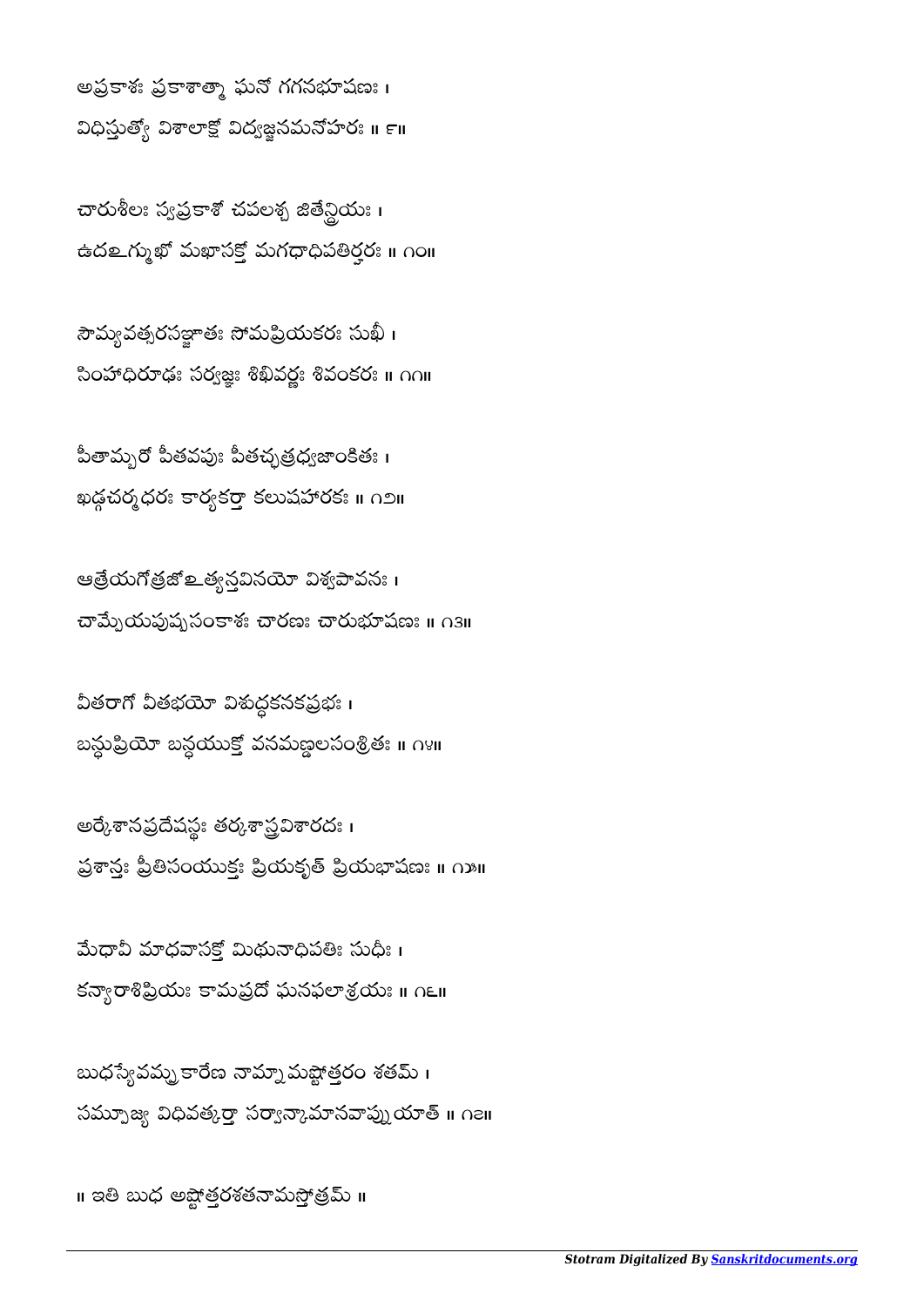అప్రకాశః ప్రకాశాత్మా ఘనో గగనభూషణః ।
విధిస్తుత్యో విశాలాక్షో విద్వజ్జనమనోహరః ॥ ౯॥

చారుశీలః స్వప్రకాశో చపలశ్చ జితేన్ద్రియః ।
ఉదఙ్ముఖో మఖాసక్తో మగధాధిపతిర్హరః ॥ ౧౦॥

సౌమ్యవత్సరసఞ్జాతః సోమప్రియకరః సుఖీ ।
సింహాధిరూఢః సర్వజ్ఞః శిఖివర్ణః శివంకరః ॥ ౧౧॥

పీతామ్బరో పీతవపుః పీతచ్ఛత్రధ్వజాంకితః ।
ఖడ్గచర్మధరః కార్యకర్తా కలుషహారకః ॥ ౧౨॥

ఆత్రేయగోత్రజోఽత్యన్తవినయో విశ్వపావనః ।
చామ్పేయపుష్పసంకాశః చారణః చారుభూషణః ॥ ౧౩॥

వీతరాగో వీతభయో విశుద్ధకనకప్రభః ।
బన్ధుప్రియో బన్ధయుక్తో వనమణ్డలసంశ్రితః ॥ ౧౪॥

అర్కేశానప్రదేశస్థః తర్కశాస్త్రవిశారదః ।
ప్రశాన్తః ప్రీతిసంయుక్తః ప్రియకృత్ ప్రియభాషణః ॥ ౧౫॥

మేధావీ మాధవాసక్తో మిథునాధిపతిః సుధీః ।
కన్యారాశిప్రియః కామప్రదో ఘనఫలాశ్రయః ॥ ౧౬॥

బుధస్యేవమ్ప్రకారేణ నామ్నామష్టోత్తరం శతమ్ ।
సమ్పూజ్య విధివత్కర్తా సర్వాన్కామానవాప్నుయాత్ ॥ ౧౭॥

॥ ఇతి బుధ అష్టోత్తరశతనామస్తోత్రమ్ ॥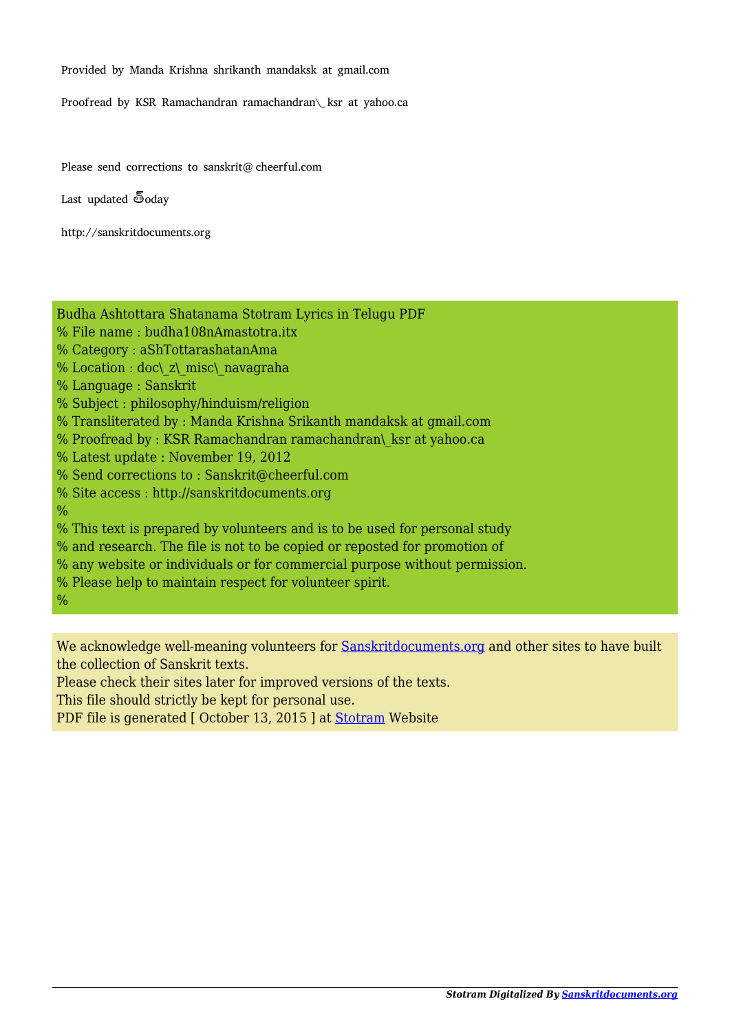Provided by Manda Krishna shrikanth mandaksk at gmail.com

Proofread by KSR Ramachandran ramachandran\_ksr at yahoo.ca

Please send corrections to sanskrit@ cheerful.com

Last updated తోday

http://sanskritdocuments.org

Budha Ashtottara Shatanama Stotram Lyrics in Telugu PDF
% File name : budha108nAmastotra.itx
% Category : aShTottarashatanAma
% Location : doc\_z\_misc\_navagraha
% Language : Sanskrit
% Subject : philosophy/hinduism/religion
% Transliterated by : Manda Krishna Srikanth mandaksk at gmail.com
% Proofread by : KSR Ramachandran ramachandran\_ksr at yahoo.ca
% Latest update : November 19, 2012
% Send corrections to : Sanskrit@cheerful.com
% Site access : http://sanskritdocuments.org
%
% This text is prepared by volunteers and is to be used for personal study
% and research. The file is not to be copied or reposted for promotion of
% any website or individuals or for commercial purpose without permission.
% Please help to maintain respect for volunteer spirit.
%

We acknowledge well-meaning volunteers for Sanskritdocuments.org and other sites to have built the collection of Sanskrit texts.
Please check their sites later for improved versions of the texts.
This file should strictly be kept for personal use.
PDF file is generated [ October 13, 2015 ] at Stotram Website